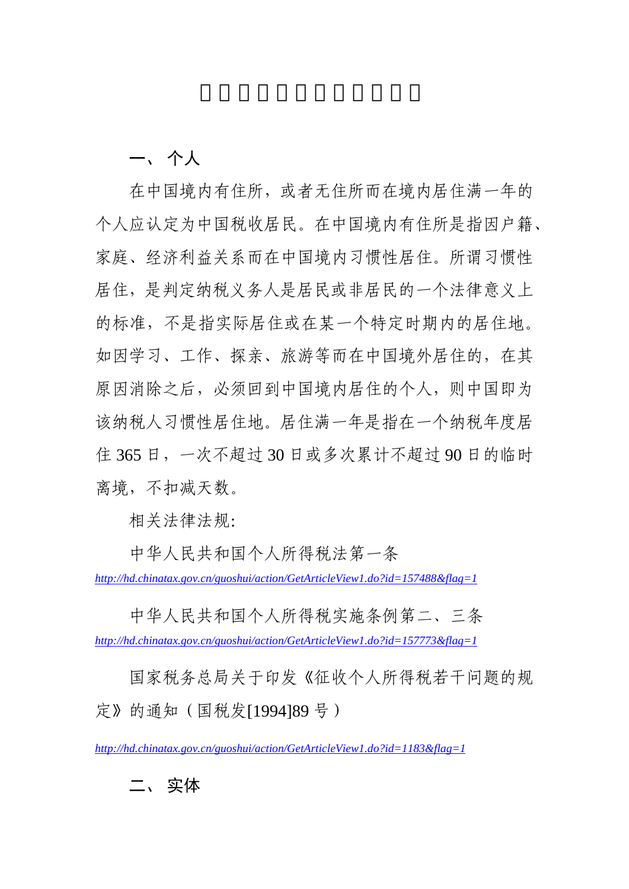## 一、 个人

在中国境内有住所，或者无住所而在境内居住满一年的个人应认定为中国税收居民。在中国境内有住所是指因户籍、家庭、经济利益关系而在中国境内习惯性居住。所谓习惯性居住，是判定纳税义务人是居民或非居民的一个法律意义上的标准，不是指实际居住或在某一个特定时期内的居住地。如因学习、工作、探亲、旅游等而在中国境外居住的，在其原因消除之后，必须回到中国境内居住的个人，则中国即为该纳税人习惯性居住地。居住满一年是指在一个纳税年度居住 365 日，一次不超过 30 日或多次累计不超过 90 日的临时离境，不扣减天数。

相关法律法规:

中华人民共和国个人所得税法第一条

*http://hd.chinatax.gov.cn/guoshui/action/GetArticleView1.do?id=157488&flag=1*

中华人民共和国个人所得税实施条例第二、三条

*http://hd.chinatax.gov.cn/guoshui/action/GetArticleView1.do?id=157773&flag=1*

国家税务总局关于印发《征收个人所得税若干问题的规定》的通知（国税发[1994]89 号）

*http://hd.chinatax.gov.cn/guoshui/action/GetArticleView1.do?id=1183&flag=1*

## 二、 实体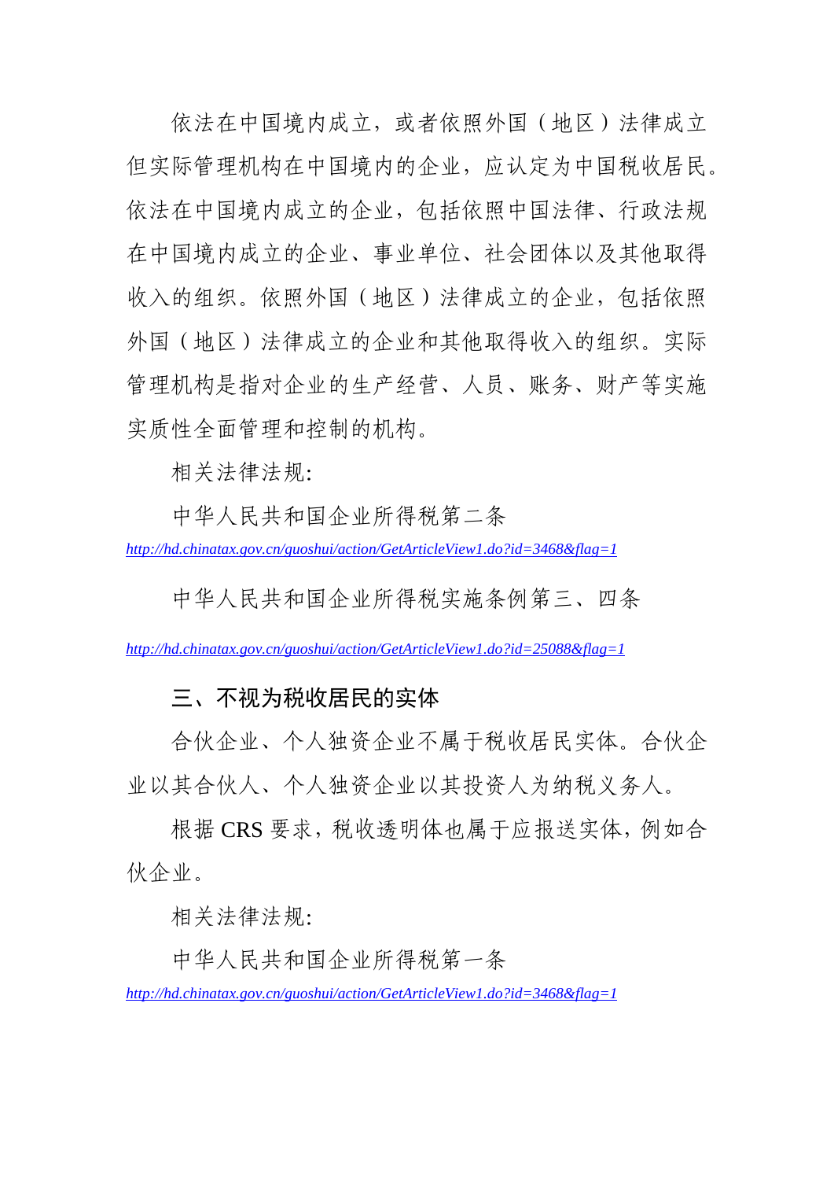依法在中国境内成立，或者依照外国（地区）法律成立但实际管理机构在中国境内的企业，应认定为中国税收居民。依法在中国境内成立的企业，包括依照中国法律、行政法规在中国境内成立的企业、事业单位、社会团体以及其他取得收入的组织。依照外国（地区）法律成立的企业，包括依照外国（地区）法律成立的企业和其他取得收入的组织。实际管理机构是指对企业的生产经营、人员、账务、财产等实施实质性全面管理和控制的机构。

相关法律法规:

中华人民共和国企业所得税第二条

*http://hd.chinatax.gov.cn/guoshui/action/GetArticleView1.do?id=3468&flag=1*

中华人民共和国企业所得税实施条例第三、四条

*http://hd.chinatax.gov.cn/guoshui/action/GetArticleView1.do?id=25088&flag=1*

## 三、不视为税收居民的实体

合伙企业、个人独资企业不属于税收居民实体。合伙企业以其合伙人、个人独资企业以其投资人为纳税义务人。

根据 CRS 要求，税收透明体也属于应报送实体，例如合伙企业。

相关法律法规:

中华人民共和国企业所得税第一条

*http://hd.chinatax.gov.cn/guoshui/action/GetArticleView1.do?id=3468&flag=1*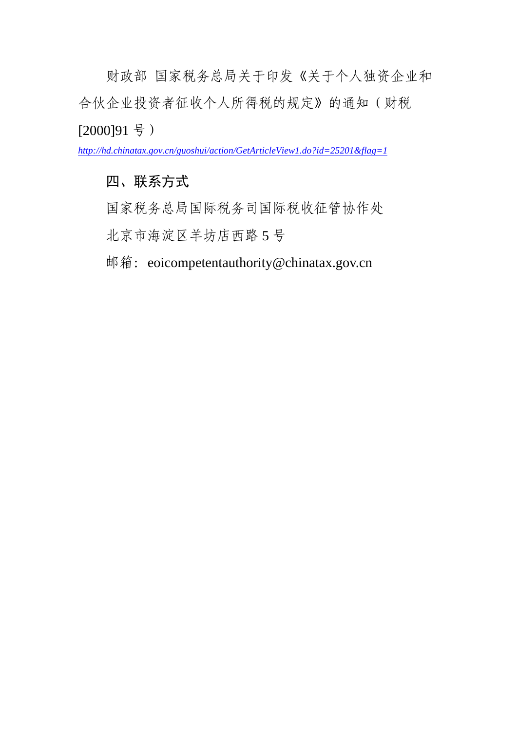财政部 国家税务总局关于印发《关于个人独资企业和合伙企业投资者征收个人所得税的规定》的通知（财税[2000]91 号）

*http://hd.chinatax.gov.cn/guoshui/action/GetArticleView1.do?id=25201&flag=1*

## 四、联系方式

国家税务总局国际税务司国际税收征管协作处

北京市海淀区羊坊店西路 5 号

邮箱：eoicompetentauthority@chinatax.gov.cn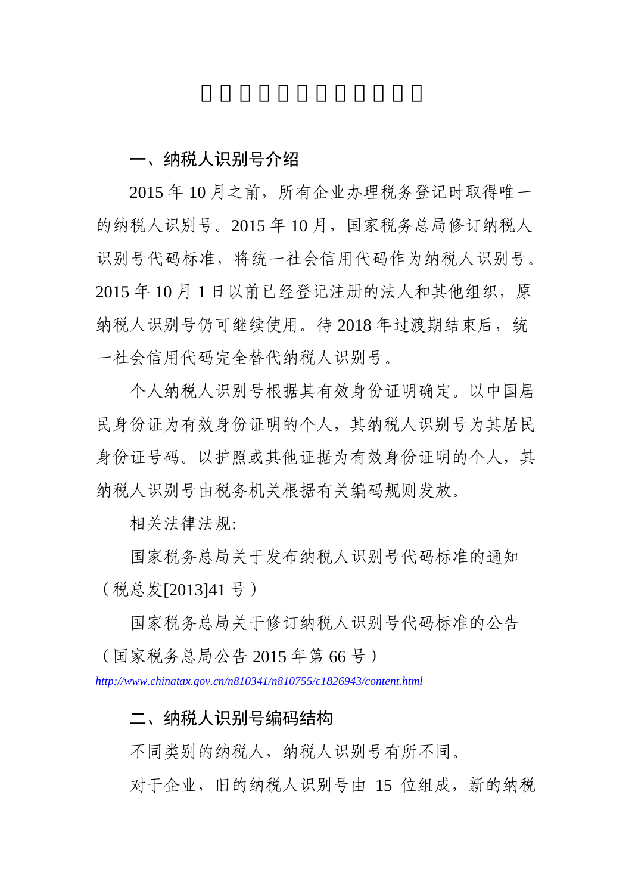一、纳税人识别号介绍

2015 年 10 月之前，所有企业办理税务登记时取得唯一的纳税人识别号。2015 年 10 月，国家税务总局修订纳税人识别号代码标准，将统一社会信用代码作为纳税人识别号。2015 年 10 月 1 日以前已经登记注册的法人和其他组织，原纳税人识别号仍可继续使用。待 2018 年过渡期结束后，统一社会信用代码完全替代纳税人识别号。

个人纳税人识别号根据其有效身份证明确定。以中国居民身份证为有效身份证明的个人，其纳税人识别号为其居民身份证号码。以护照或其他证据为有效身份证明的个人，其纳税人识别号由税务机关根据有关编码规则发放。

相关法律法规:

国家税务总局关于发布纳税人识别号代码标准的通知（税总发[2013]41 号）

国家税务总局关于修订纳税人识别号代码标准的公告（国家税务总局公告 2015 年第 66 号）

*http://www.chinatax.gov.cn/n810341/n810755/c1826943/content.html*

二、纳税人识别号编码结构

不同类别的纳税人，纳税人识别号有所不同。

对于企业，旧的纳税人识别号由 15 位组成，新的纳税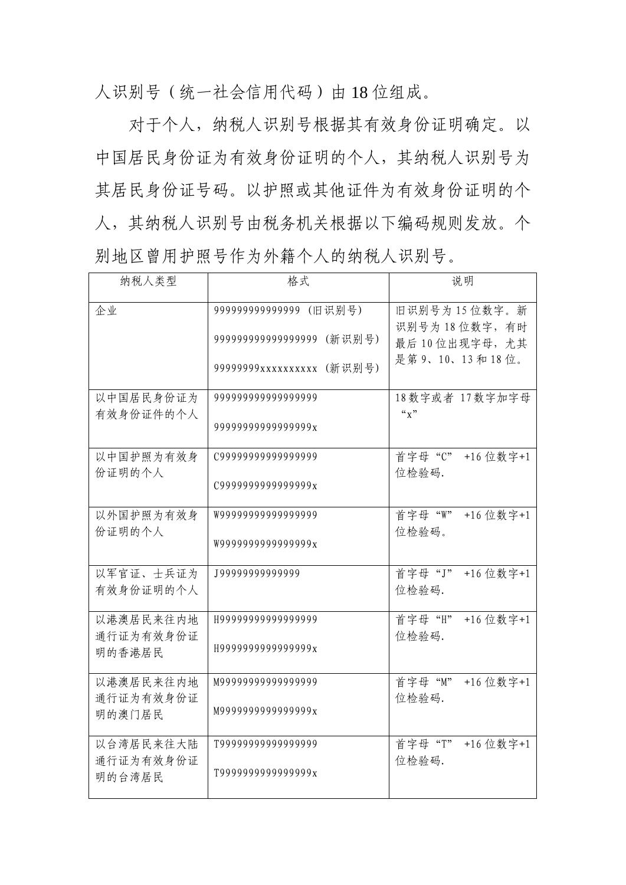人识别号（统一社会信用代码）由18位组成。

对于个人，纳税人识别号根据其有效身份证明确定。以中国居民身份证为有效身份证明的个人，其纳税人识别号为其居民身份证号码。以护照或其他证件为有效身份证明的个人，其纳税人识别号由税务机关根据以下编码规则发放。个别地区曾用护照号作为外籍个人的纳税人识别号。

| 纳税人类型 | 格式 | 说明 |
| --- | --- | --- |
| 企业 | 999999999999999 (旧识别号)<br>999999999999999999 (新识别号)<br>99999999xxxxxxxxxx (新识别号) | 旧识别号为15位数字。新识别号为18位数字，有时最后10位出现字母，尤其是第9、10、13和18位。 |
| 以中国居民身份证为有效身份证件的个人 | 999999999999999999<br>99999999999999999x | 18数字或者 17数字加字母“x” |
| 以中国护照为有效身份证明的个人 | C99999999999999999<br>C9999999999999999x | 首字母“C” +16位数字+1位检验码. |
| 以外国护照为有效身份证明的个人 | W99999999999999999<br>W9999999999999999x | 首字母“W” +16位数字+1位检验码。 |
| 以军官证、士兵证为有效身份证明的个人 | J99999999999999 | 首字母“J” +16位数字+1位检验码. |
| 以港澳居民来往内地通行证为有效身份证明的香港居民 | H99999999999999999<br>H9999999999999999x | 首字母“H” +16位数字+1位检验码. |
| 以港澳居民来往内地通行证为有效身份证明的澳门居民 | M99999999999999999<br>M9999999999999999x | 首字母“M” +16位数字+1位检验码. |
| 以台湾居民来往大陆通行证为有效身份证明的台湾居民 | T99999999999999999<br>T9999999999999999x | 首字母“T” +16位数字+1位检验码. |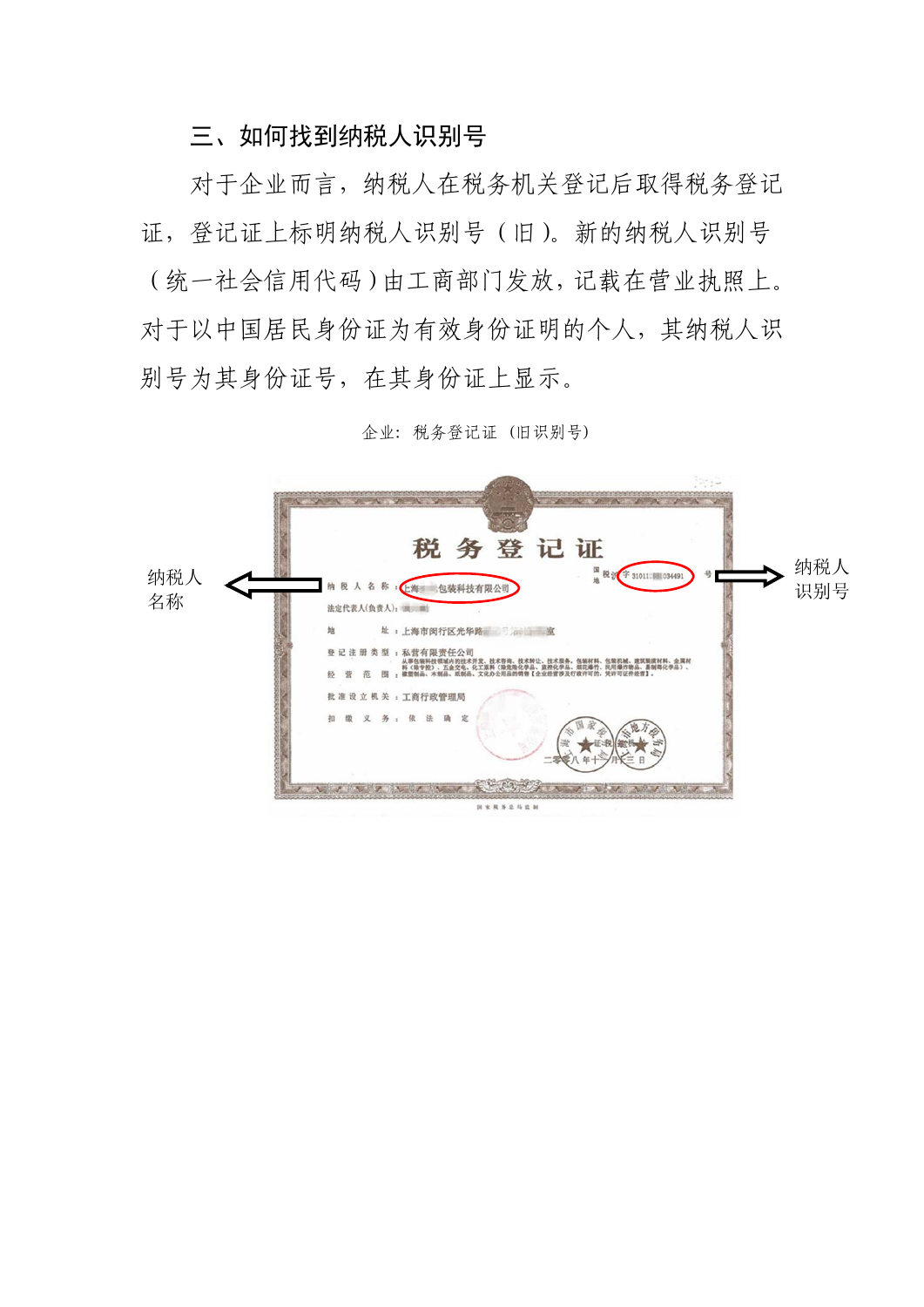## 三、如何找到纳税人识别号

对于企业而言，纳税人在税务机关登记后取得税务登记证，登记证上标明纳税人识别号（旧）。新的纳税人识别号（统一社会信用代码）由工商部门发放，记载在营业执照上。对于以中国居民身份证为有效身份证明的个人，其纳税人识别号为其身份证号，在其身份证上显示。

企业：税务登记证（旧识别号）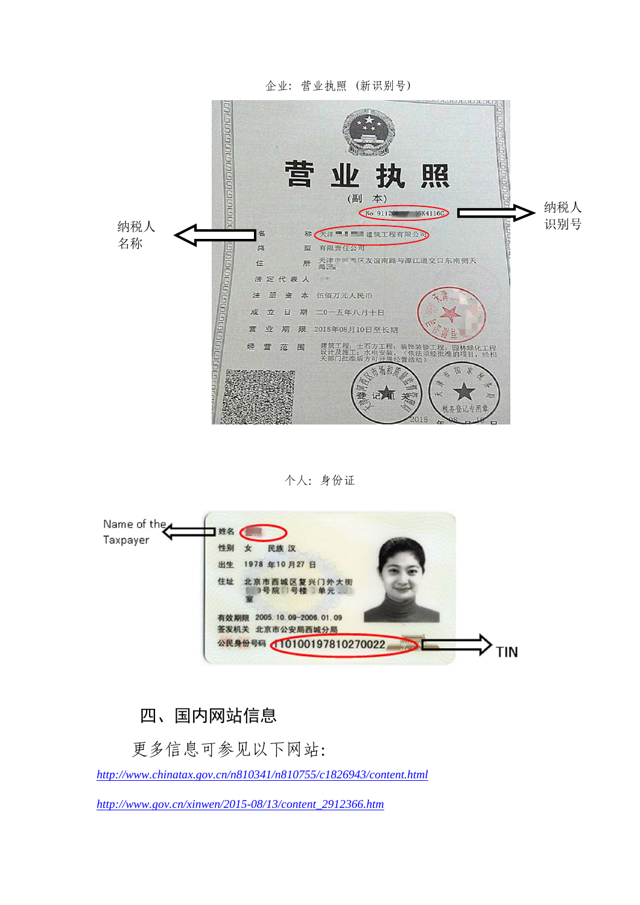企业：营业执照（新识别号）

纳税人名称

纳税人识别号

个人：身份证

Name of the Taxpayer

TIN

## 四、国内网站信息

更多信息可参见以下网站：

http://www.chinatax.gov.cn/n810341/n810755/c1826943/content.html

http://www.gov.cn/xinwen/2015-08/13/content_2912366.htm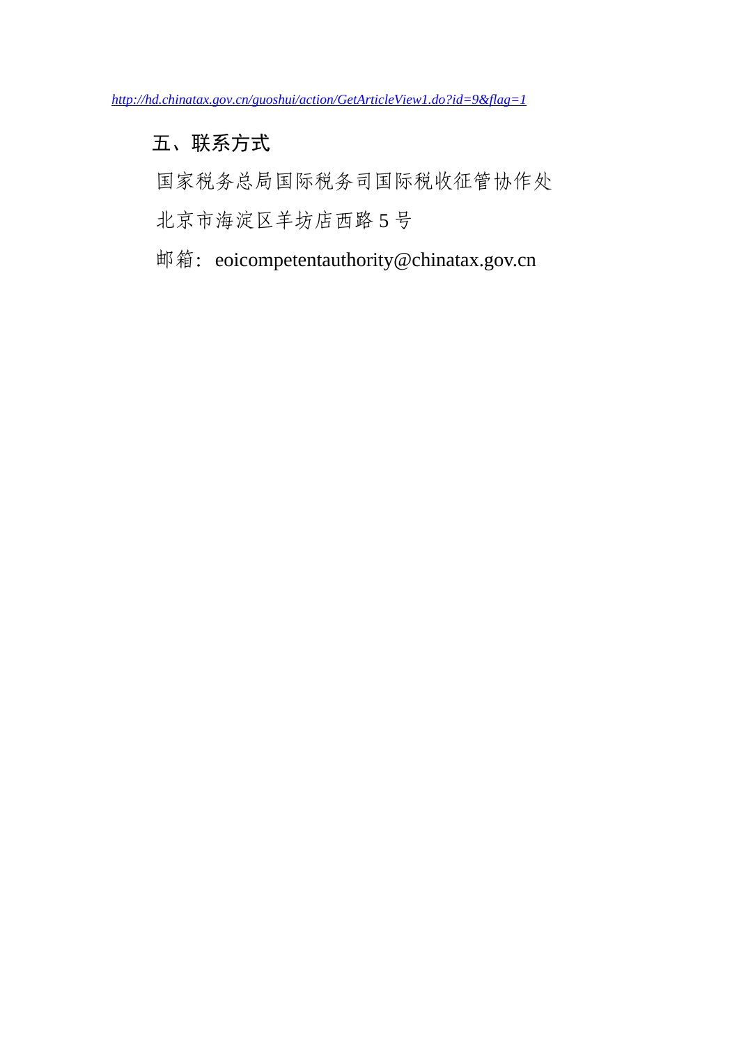*http://hd.chinatax.gov.cn/guoshui/action/GetArticleView1.do?id=9&flag=1*

## 五、联系方式

国家税务总局国际税务司国际税收征管协作处

北京市海淀区羊坊店西路 5 号

邮箱：eoicompetentauthority@chinatax.gov.cn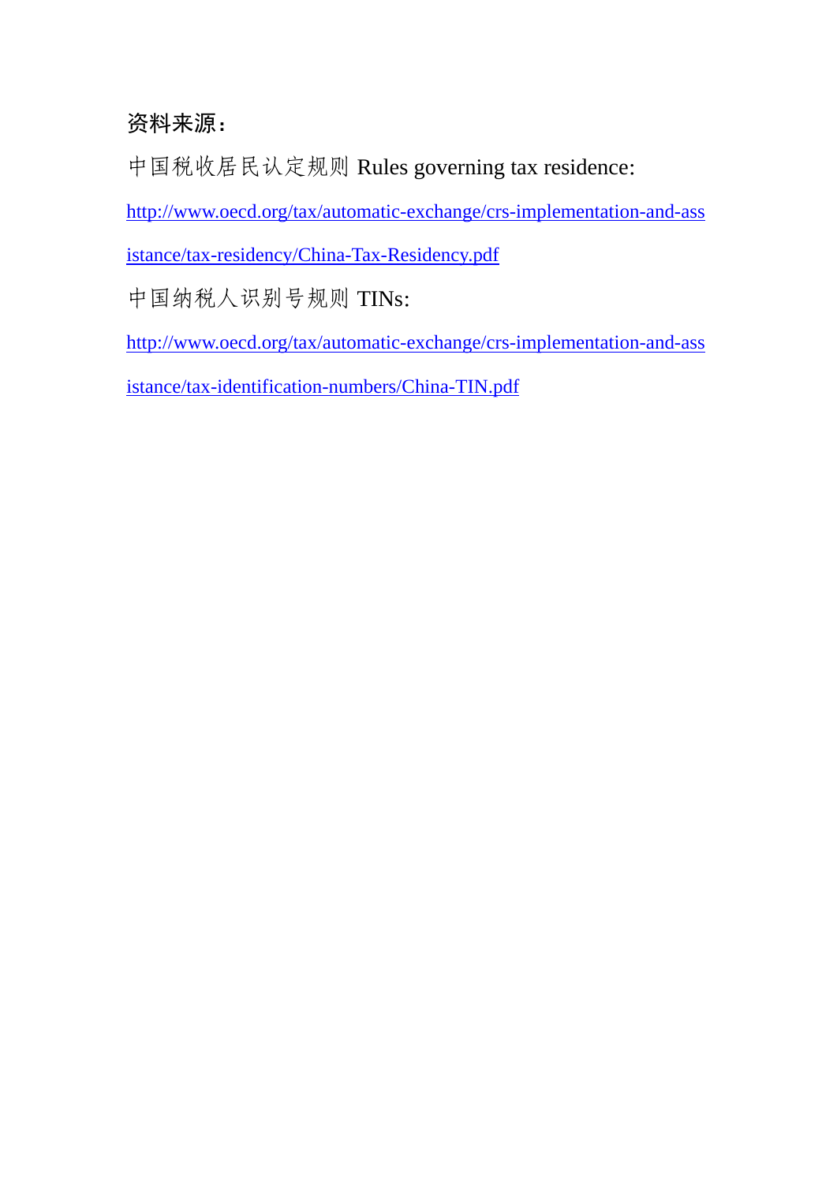**资料来源：**

中国税收居民认定规则 Rules governing tax residence:

http://www.oecd.org/tax/automatic-exchange/crs-implementation-and-assistance/tax-residency/China-Tax-Residency.pdf

中国纳税人识别号规则 TINs:

http://www.oecd.org/tax/automatic-exchange/crs-implementation-and-assistance/tax-identification-numbers/China-TIN.pdf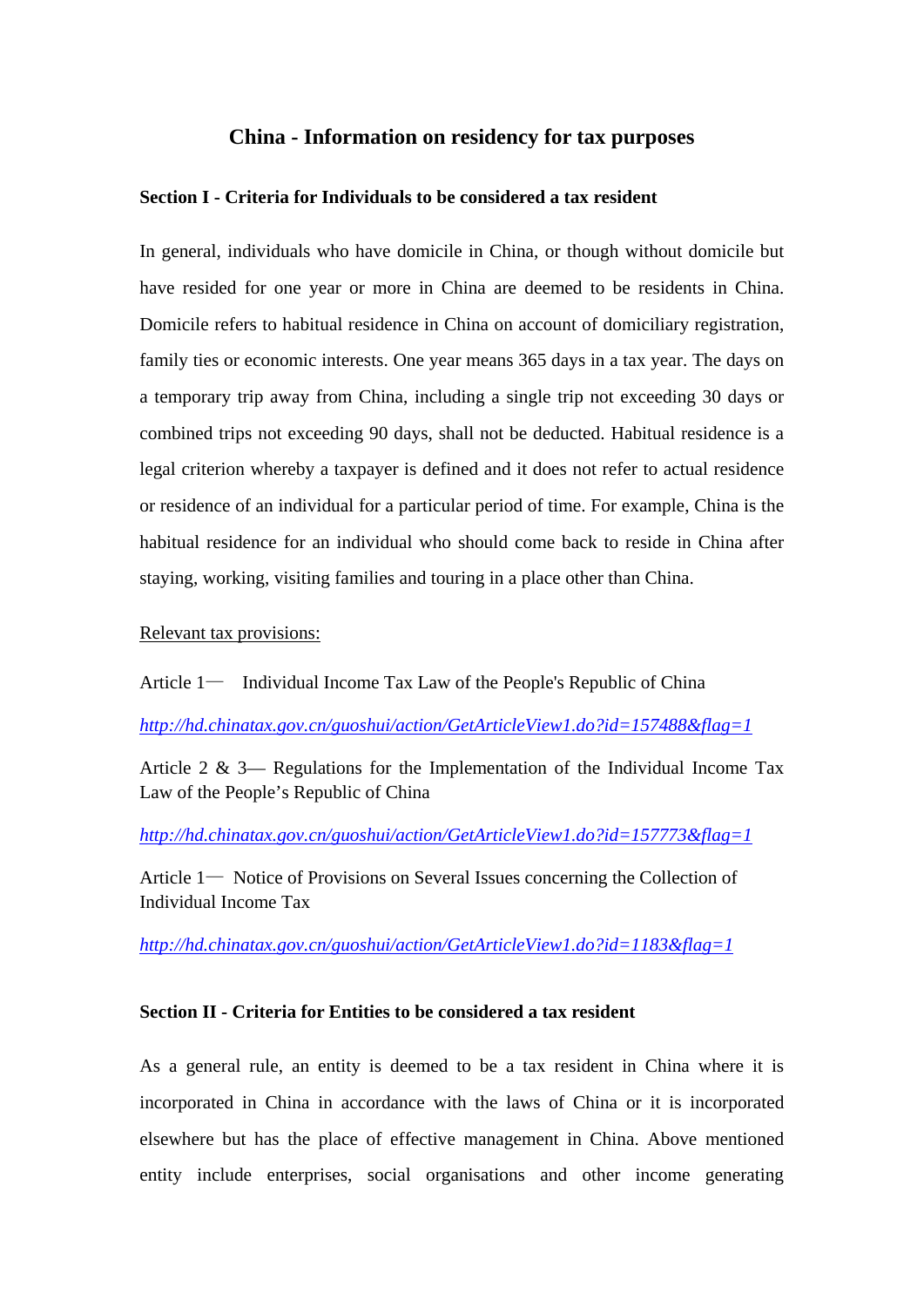# China - Information on residency for tax purposes

## Section I - Criteria for Individuals to be considered a tax resident

In general, individuals who have domicile in China, or though without domicile but have resided for one year or more in China are deemed to be residents in China. Domicile refers to habitual residence in China on account of domiciliary registration, family ties or economic interests. One year means 365 days in a tax year. The days on a temporary trip away from China, including a single trip not exceeding 30 days or combined trips not exceeding 90 days, shall not be deducted. Habitual residence is a legal criterion whereby a taxpayer is defined and it does not refer to actual residence or residence of an individual for a particular period of time. For example, China is the habitual residence for an individual who should come back to reside in China after staying, working, visiting families and touring in a place other than China.

Relevant tax provisions:

Article 1— Individual Income Tax Law of the People's Republic of China

*http://hd.chinatax.gov.cn/guoshui/action/GetArticleView1.do?id=157488&flag=1*

Article 2 & 3— Regulations for the Implementation of the Individual Income Tax Law of the People's Republic of China

*http://hd.chinatax.gov.cn/guoshui/action/GetArticleView1.do?id=157773&flag=1*

Article 1— Notice of Provisions on Several Issues concerning the Collection of Individual Income Tax

*http://hd.chinatax.gov.cn/guoshui/action/GetArticleView1.do?id=1183&flag=1*

## Section II - Criteria for Entities to be considered a tax resident

As a general rule, an entity is deemed to be a tax resident in China where it is incorporated in China in accordance with the laws of China or it is incorporated elsewhere but has the place of effective management in China. Above mentioned entity include enterprises, social organisations and other income generating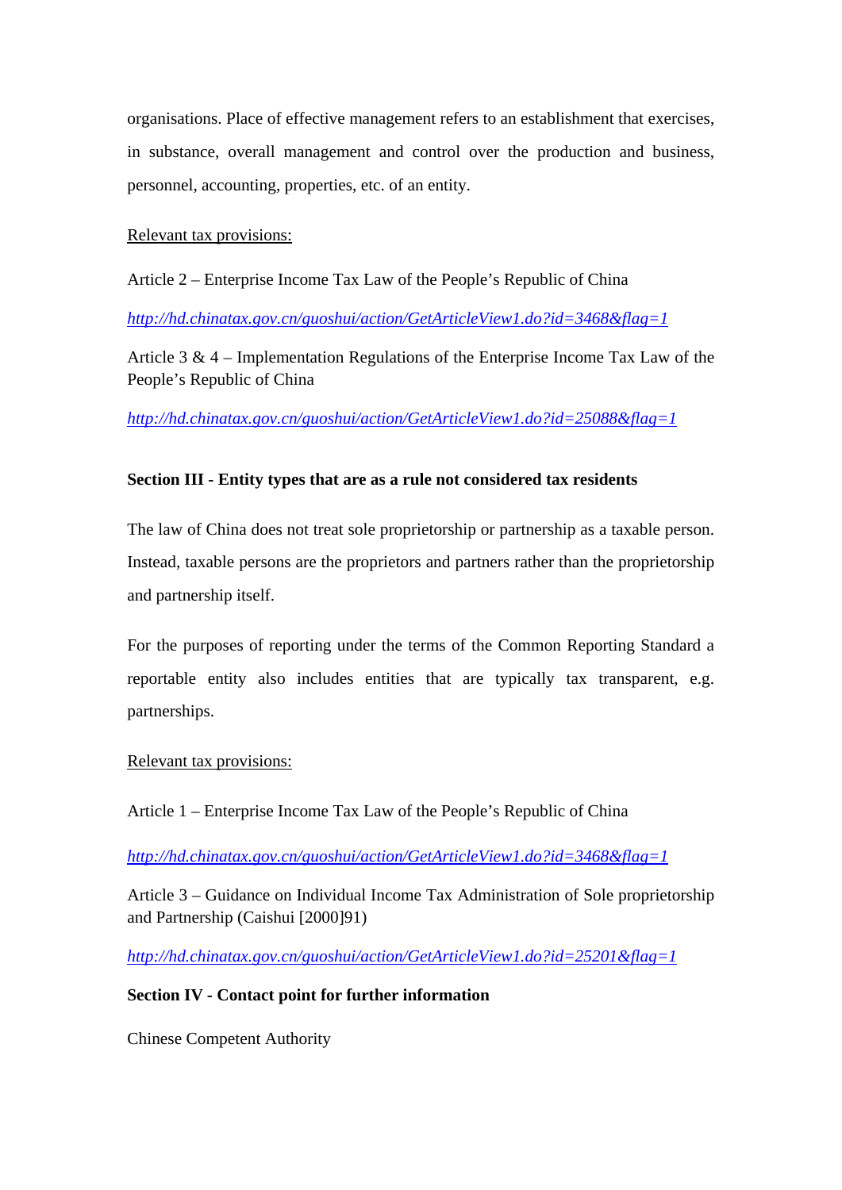organisations. Place of effective management refers to an establishment that exercises, in substance, overall management and control over the production and business, personnel, accounting, properties, etc. of an entity.

Relevant tax provisions:

Article 2 – Enterprise Income Tax Law of the People's Republic of China

*http://hd.chinatax.gov.cn/guoshui/action/GetArticleView1.do?id=3468&flag=1*

Article 3 & 4 – Implementation Regulations of the Enterprise Income Tax Law of the People's Republic of China

*http://hd.chinatax.gov.cn/guoshui/action/GetArticleView1.do?id=25088&flag=1*

**Section III - Entity types that are as a rule not considered tax residents**

The law of China does not treat sole proprietorship or partnership as a taxable person. Instead, taxable persons are the proprietors and partners rather than the proprietorship and partnership itself.

For the purposes of reporting under the terms of the Common Reporting Standard a reportable entity also includes entities that are typically tax transparent, e.g. partnerships.

Relevant tax provisions:

Article 1 – Enterprise Income Tax Law of the People's Republic of China

*http://hd.chinatax.gov.cn/guoshui/action/GetArticleView1.do?id=3468&flag=1*

Article 3 – Guidance on Individual Income Tax Administration of Sole proprietorship and Partnership (Caishui [2000]91)

*http://hd.chinatax.gov.cn/guoshui/action/GetArticleView1.do?id=25201&flag=1*

**Section IV - Contact point for further information**

Chinese Competent Authority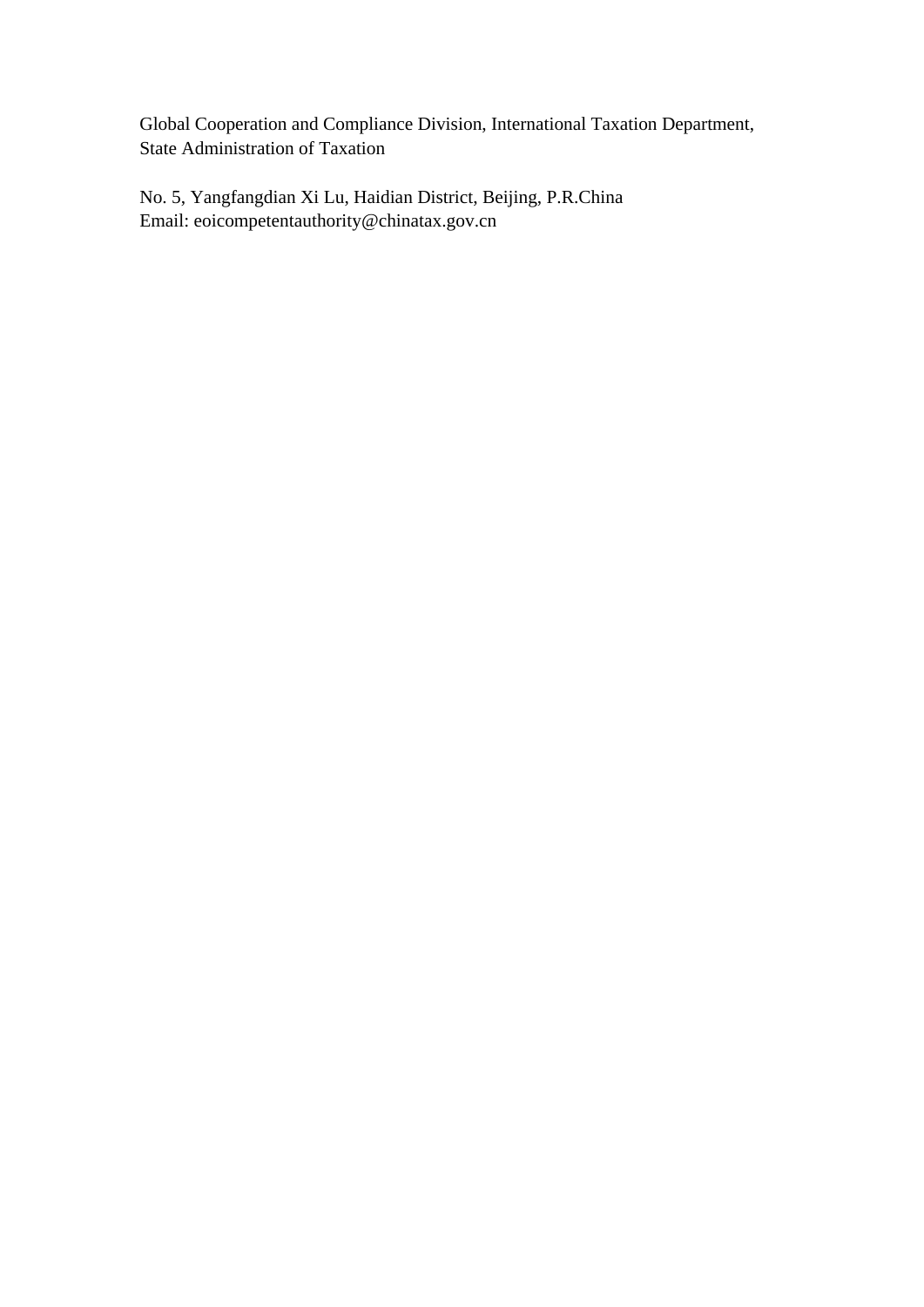Global Cooperation and Compliance Division, International Taxation Department, State Administration of Taxation

No. 5, Yangfangdian Xi Lu, Haidian District, Beijing, P.R.China
Email: eoicompetentauthority@chinatax.gov.cn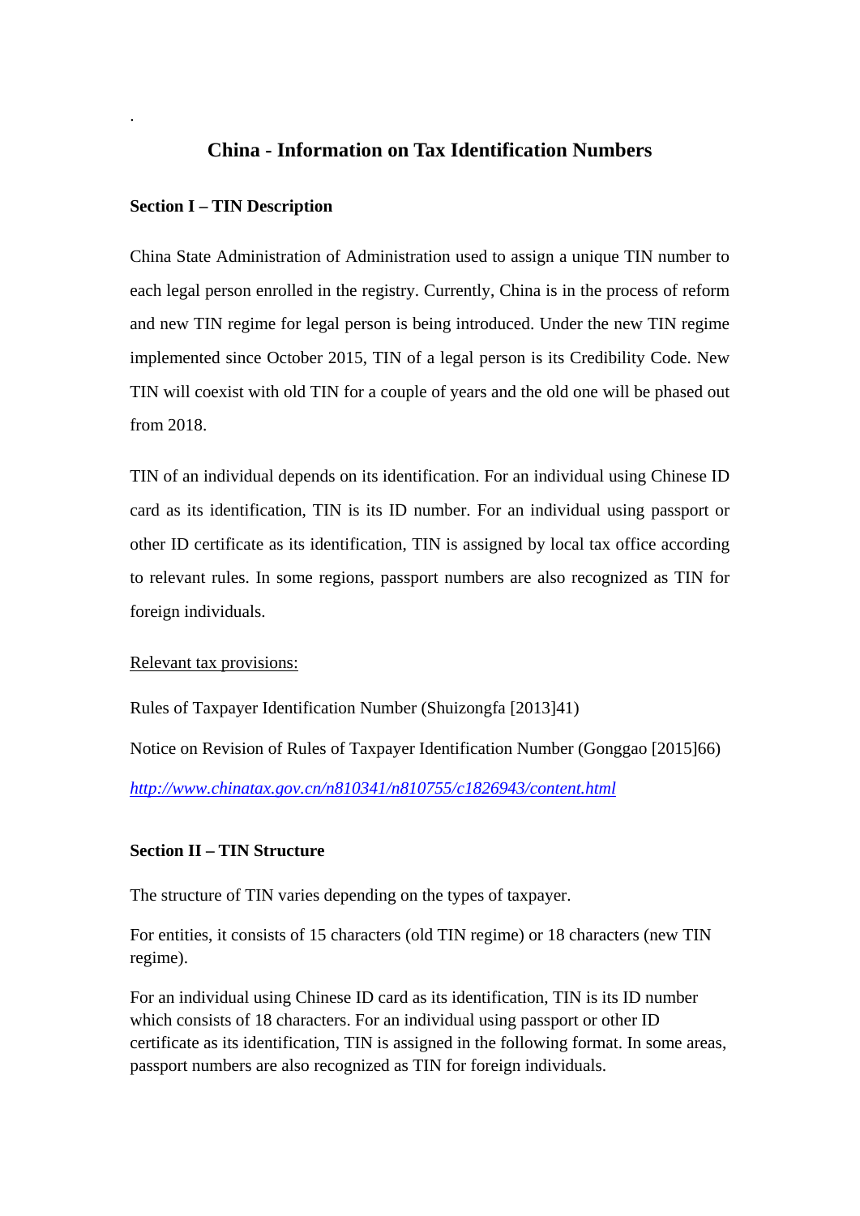.

# China - Information on Tax Identification Numbers

## Section I – TIN Description

China State Administration of Administration used to assign a unique TIN number to each legal person enrolled in the registry. Currently, China is in the process of reform and new TIN regime for legal person is being introduced. Under the new TIN regime implemented since October 2015, TIN of a legal person is its Credibility Code. New TIN will coexist with old TIN for a couple of years and the old one will be phased out from 2018.

TIN of an individual depends on its identification. For an individual using Chinese ID card as its identification, TIN is its ID number. For an individual using passport or other ID certificate as its identification, TIN is assigned by local tax office according to relevant rules. In some regions, passport numbers are also recognized as TIN for foreign individuals.

Relevant tax provisions:

Rules of Taxpayer Identification Number (Shuizongfa [2013]41)

Notice on Revision of Rules of Taxpayer Identification Number (Gonggao [2015]66)

*http://www.chinatax.gov.cn/n810341/n810755/c1826943/content.html*

## Section II – TIN Structure

The structure of TIN varies depending on the types of taxpayer.

For entities, it consists of 15 characters (old TIN regime) or 18 characters (new TIN regime).

For an individual using Chinese ID card as its identification, TIN is its ID number which consists of 18 characters. For an individual using passport or other ID certificate as its identification, TIN is assigned in the following format. In some areas, passport numbers are also recognized as TIN for foreign individuals.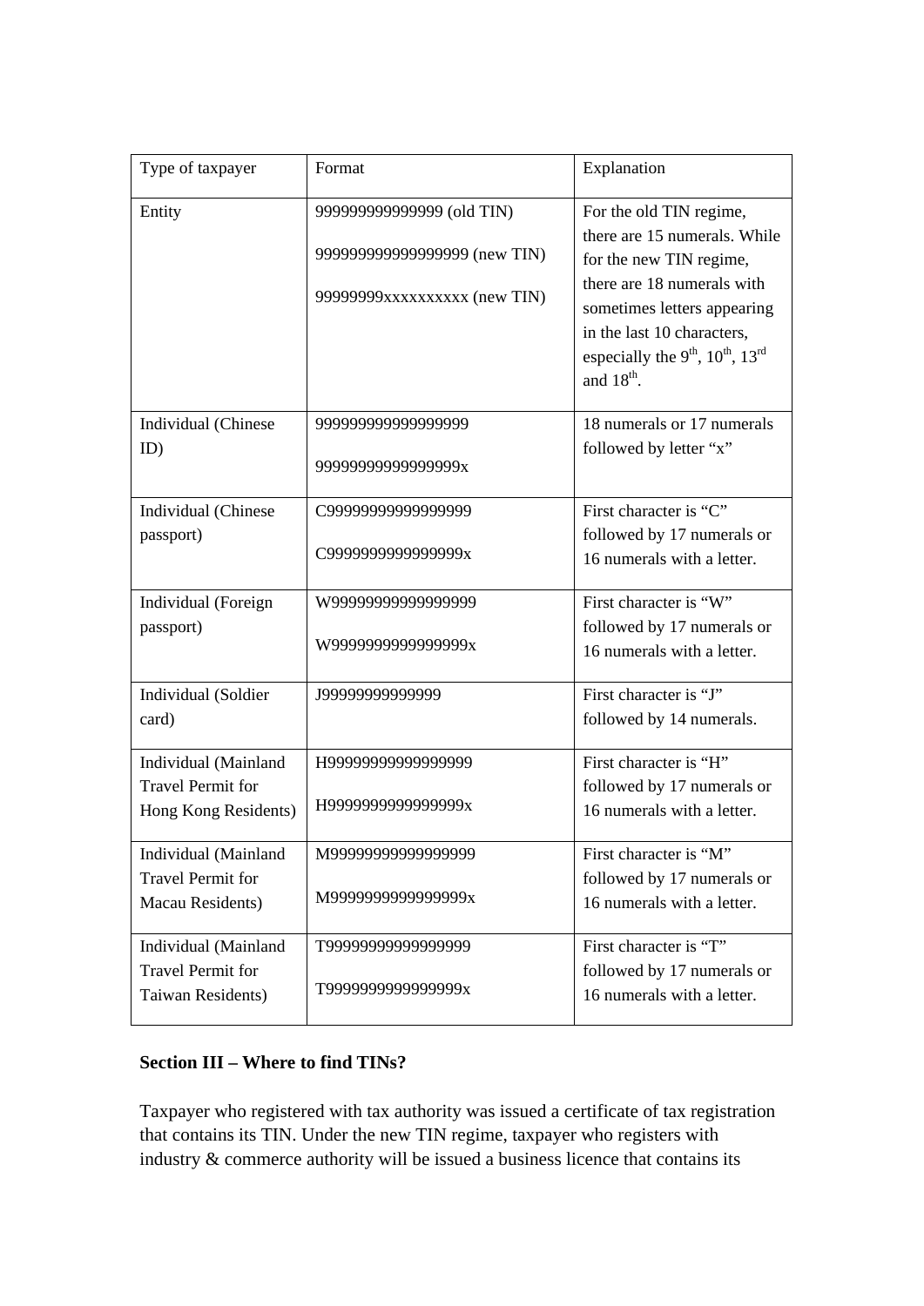| Type of taxpayer | Format | Explanation |
|---|---|---|
| Entity | 999999999999999 (old TIN)<br>999999999999999999 (new TIN)<br>99999999xxxxxxxxxx (new TIN) | For the old TIN regime, there are 15 numerals. While for the new TIN regime, there are 18 numerals with sometimes letters appearing in the last 10 characters, especially the $9^{th}$, $10^{th}$, $13^{rd}$ and $18^{th}$. |
| Individual (Chinese ID) | 999999999999999999<br>99999999999999999x | 18 numerals or 17 numerals followed by letter "x" |
| Individual (Chinese passport) | C99999999999999999<br>C9999999999999999x | First character is "C" followed by 17 numerals or 16 numerals with a letter. |
| Individual (Foreign passport) | W99999999999999999<br>W9999999999999999x | First character is "W" followed by 17 numerals or 16 numerals with a letter. |
| Individual (Soldier card) | J99999999999999 | First character is "J" followed by 14 numerals. |
| Individual (Mainland Travel Permit for Hong Kong Residents) | H99999999999999999<br>H9999999999999999x | First character is "H" followed by 17 numerals or 16 numerals with a letter. |
| Individual (Mainland Travel Permit for Macau Residents) | M99999999999999999<br>M9999999999999999x | First character is "M" followed by 17 numerals or 16 numerals with a letter. |
| Individual (Mainland Travel Permit for Taiwan Residents) | T99999999999999999<br>T9999999999999999x | First character is "T" followed by 17 numerals or 16 numerals with a letter. |

**Section III – Where to find TINs?**

Taxpayer who registered with tax authority was issued a certificate of tax registration that contains its TIN. Under the new TIN regime, taxpayer who registers with industry & commerce authority will be issued a business licence that contains its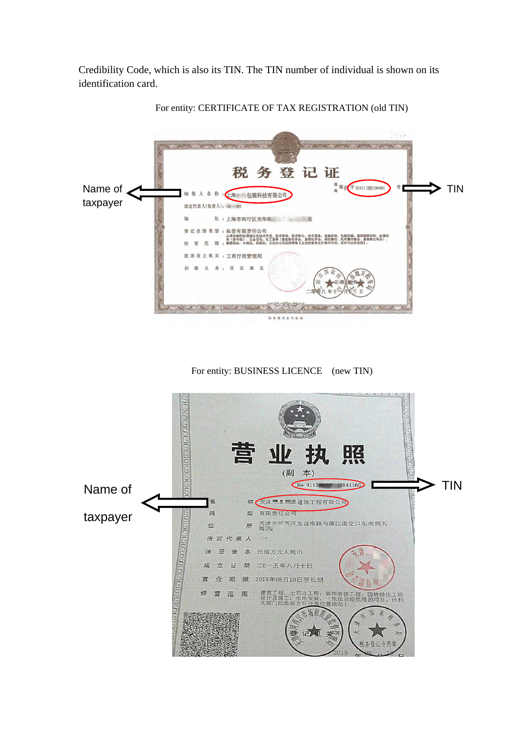Credibility Code, which is also its TIN. The TIN number of individual is shown on its identification card.

For entity: CERTIFICATE OF TAX REGISTRATION (old TIN)

Name of taxpayer

TIN

For entity: BUSINESS LICENCE (new TIN)

Name of taxpayer

TIN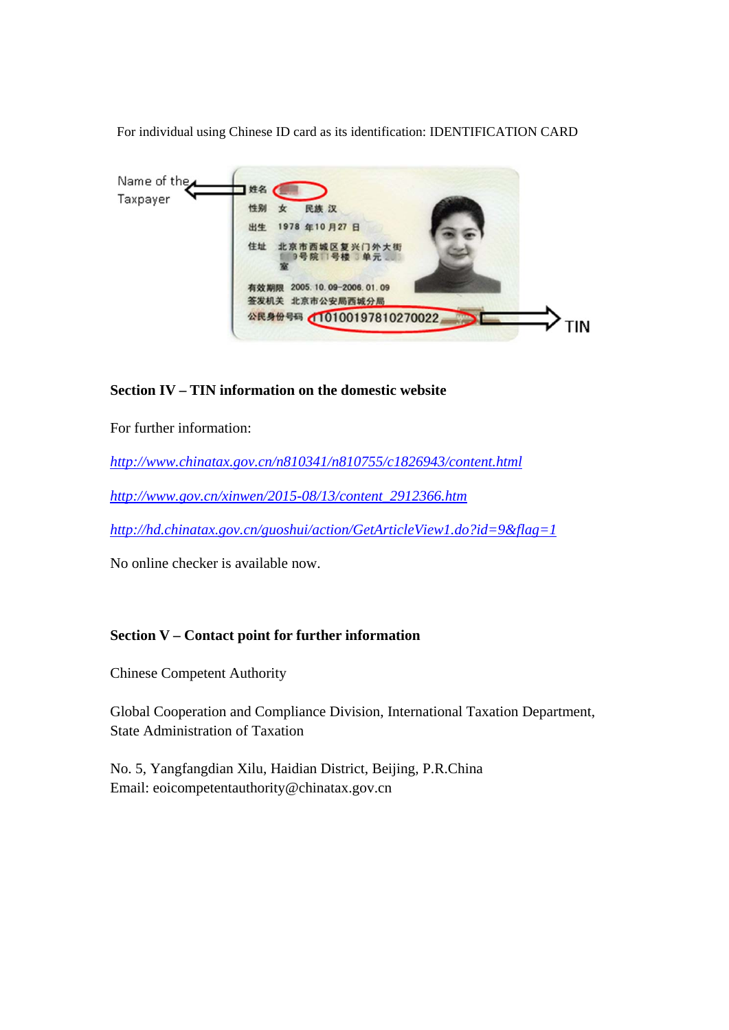For individual using Chinese ID card as its identification: IDENTIFICATION CARD

## Section IV – TIN information on the domestic website

For further information:

*http://www.chinatax.gov.cn/n810341/n810755/c1826943/content.html*

*http://www.gov.cn/xinwen/2015-08/13/content_2912366.htm*

*http://hd.chinatax.gov.cn/guoshui/action/GetArticleView1.do?id=9&flag=1*

No online checker is available now.

## Section V – Contact point for further information

Chinese Competent Authority

Global Cooperation and Compliance Division, International Taxation Department, State Administration of Taxation

No. 5, Yangfangdian Xilu, Haidian District, Beijing, P.R.China
Email: eoicompetentauthority@chinatax.gov.cn